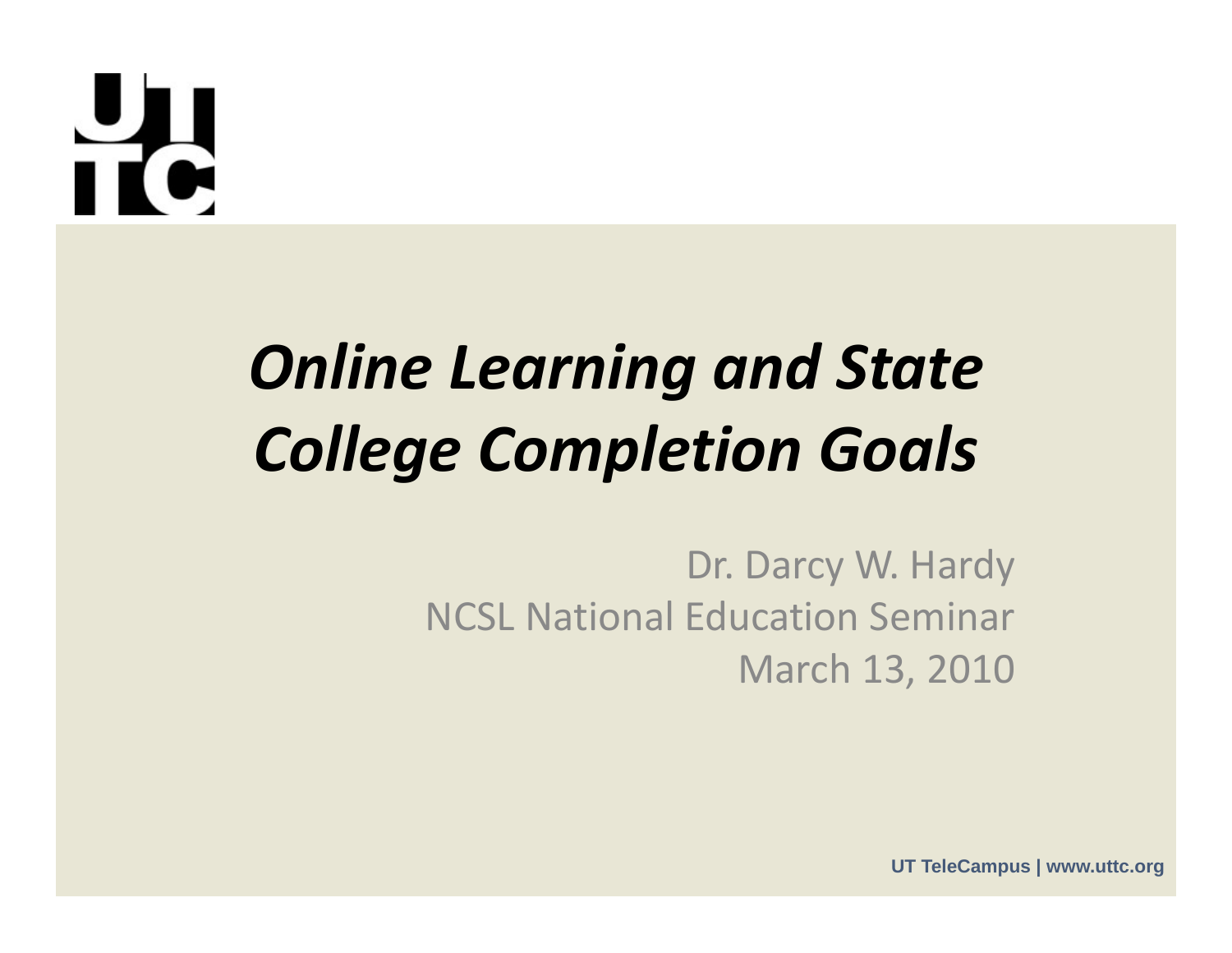# *Online Learning and State College Completion Goals*

Dr. Darcy W. Hardy
NCSL National Education Seminar
March 13, 2010

**UT TeleCampus | www.uttc.org**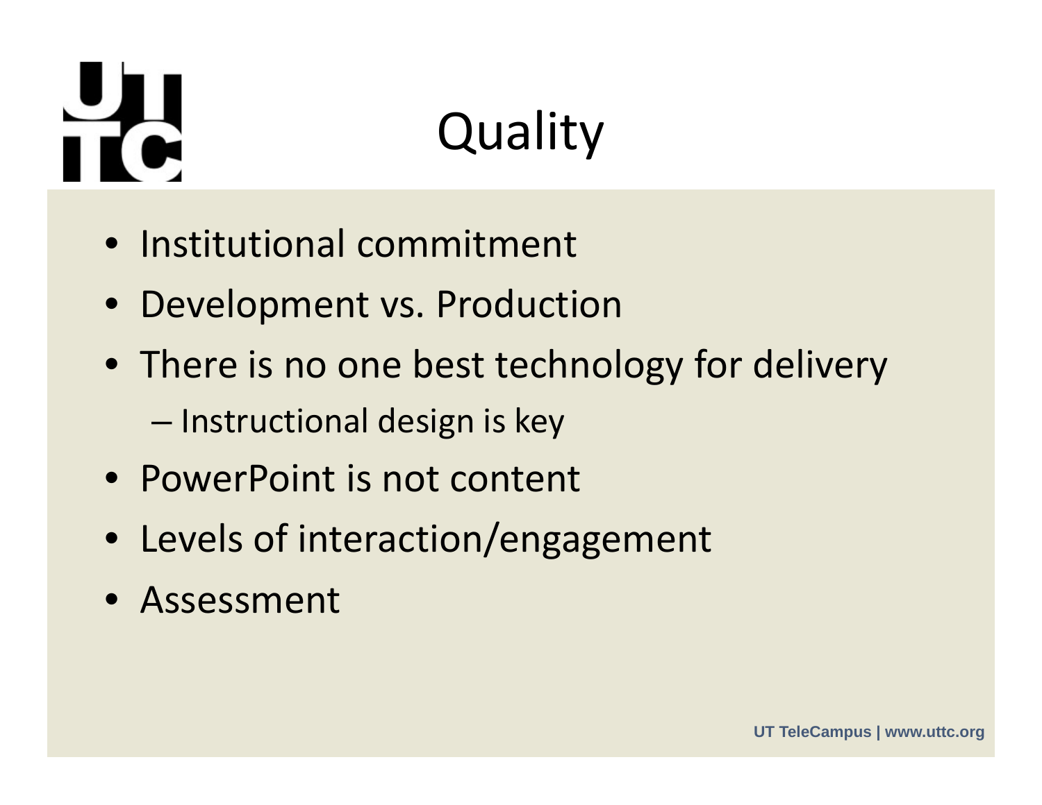# Quality

- Institutional commitment
- Development vs. Production
- There is no one best technology for delivery
  - Instructional design is key
- PowerPoint is not content
- Levels of interaction/engagement
- Assessment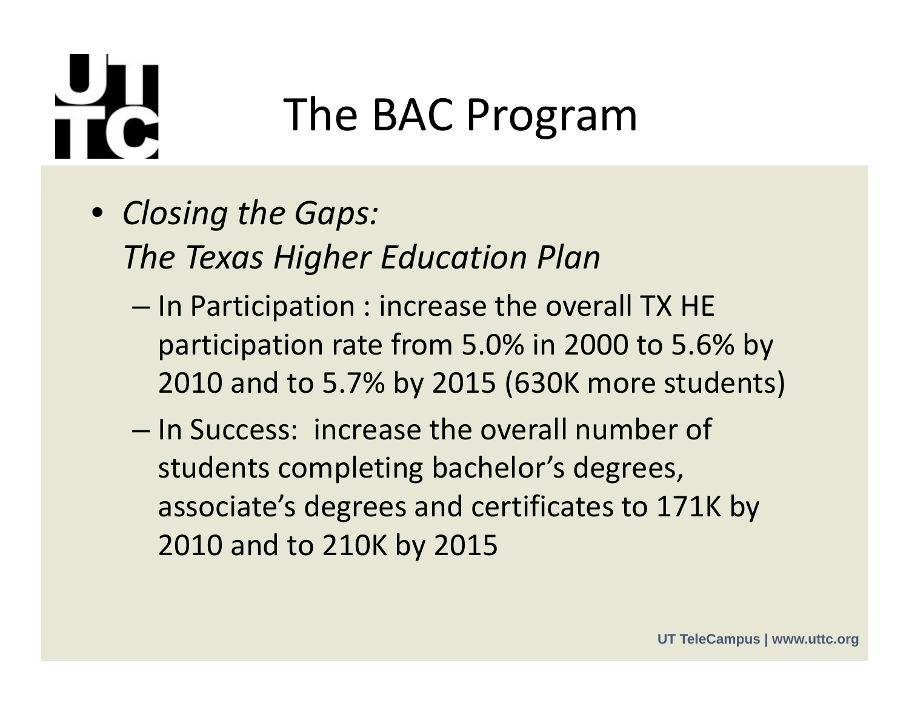# The BAC Program

- *Closing the Gaps: The Texas Higher Education Plan*
  - In Participation : increase the overall TX HE participation rate from 5.0% in 2000 to 5.6% by 2010 and to 5.7% by 2015 (630K more students)
  - In Success: increase the overall number of students completing bachelor's degrees, associate's degrees and certificates to 171K by 2010 and to 210K by 2015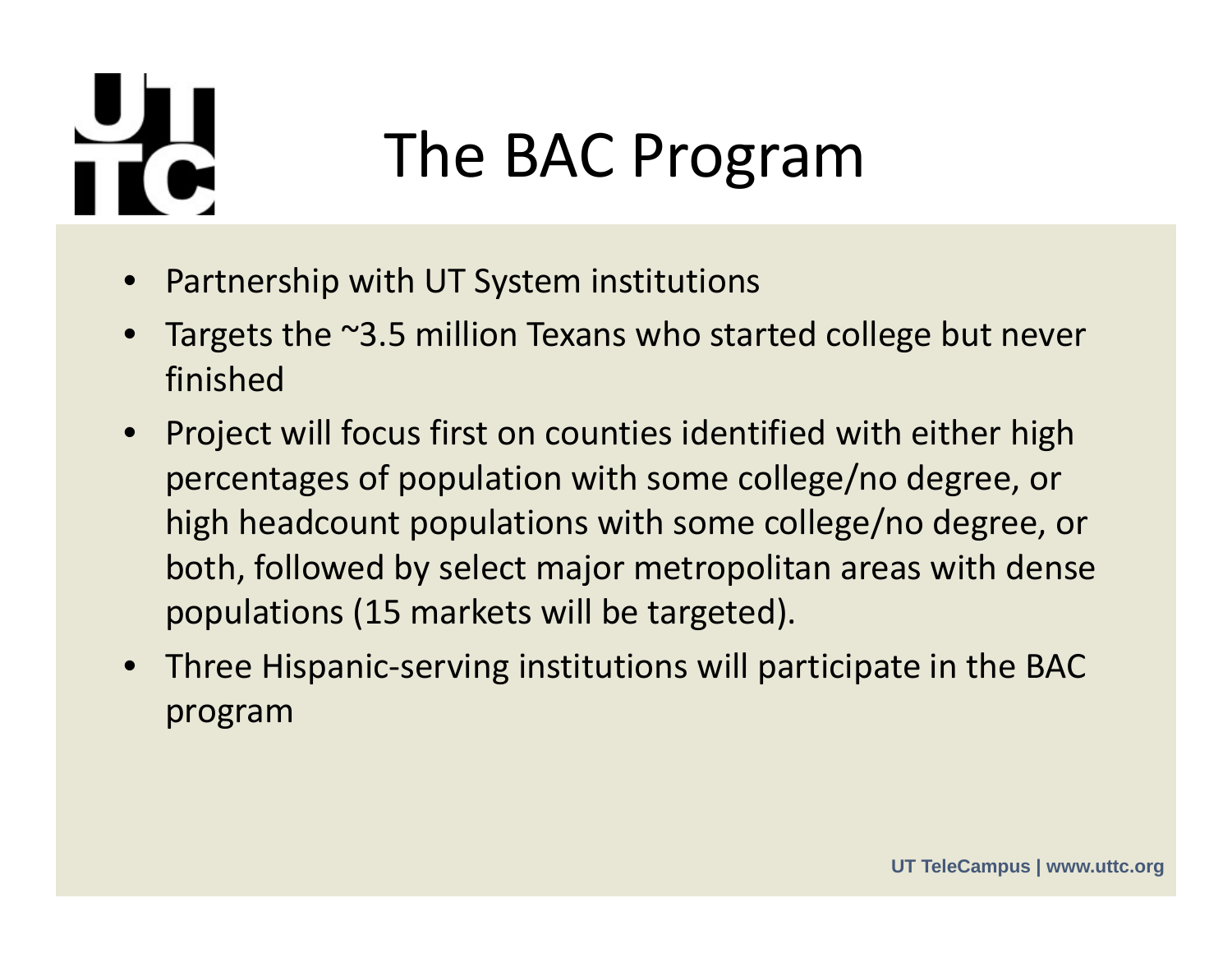# The BAC Program

- Partnership with UT System institutions
- Targets the ~3.5 million Texans who started college but never finished
- Project will focus first on counties identified with either high percentages of population with some college/no degree, or high headcount populations with some college/no degree, or both, followed by select major metropolitan areas with dense populations (15 markets will be targeted).
- Three Hispanic-serving institutions will participate in the BAC program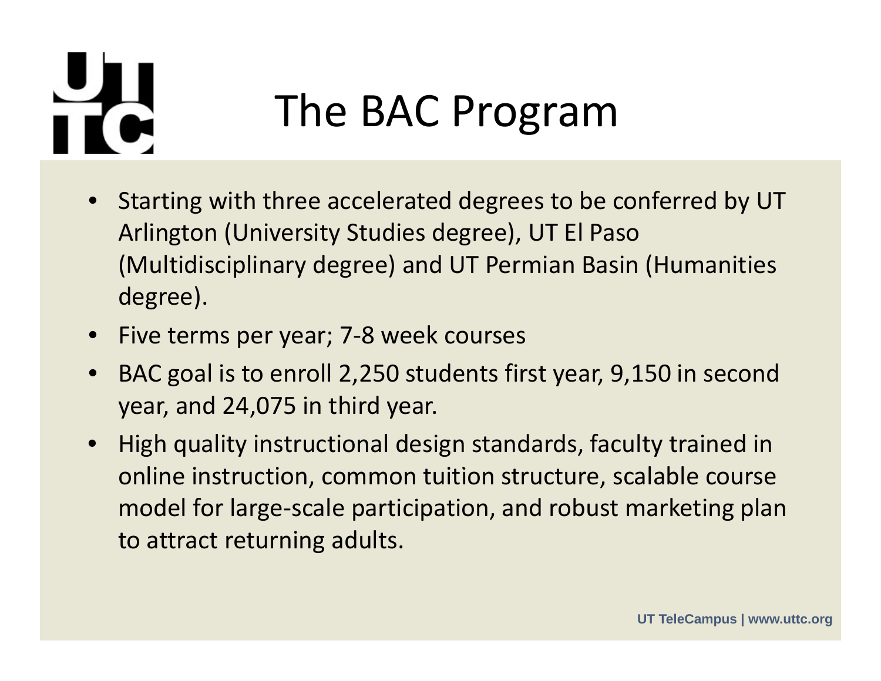# The BAC Program

- Starting with three accelerated degrees to be conferred by UT Arlington (University Studies degree), UT El Paso (Multidisciplinary degree) and UT Permian Basin (Humanities degree).
- Five terms per year; 7-8 week courses
- BAC goal is to enroll 2,250 students first year, 9,150 in second year, and 24,075 in third year.
- High quality instructional design standards, faculty trained in online instruction, common tuition structure, scalable course model for large-scale participation, and robust marketing plan to attract returning adults.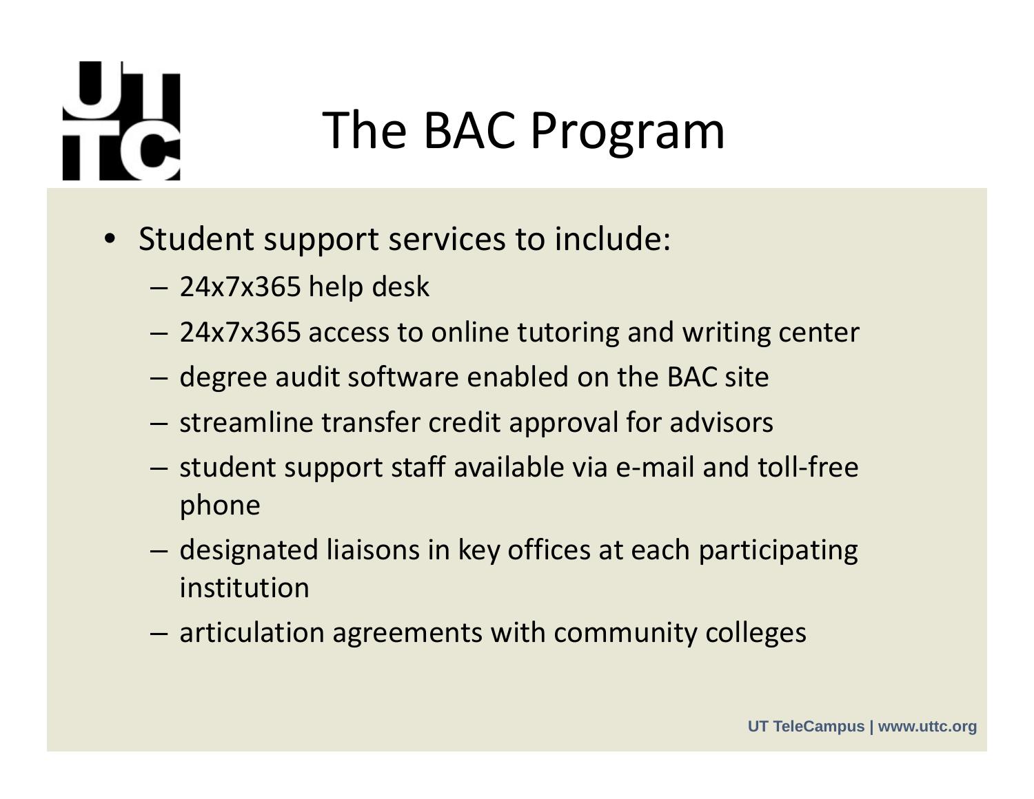# The BAC Program

- Student support services to include:
  - 24x7x365 help desk
  - 24x7x365 access to online tutoring and writing center
  - degree audit software enabled on the BAC site
  - streamline transfer credit approval for advisors
  - student support staff available via e-mail and toll-free phone
  - designated liaisons in key offices at each participating institution
  - articulation agreements with community colleges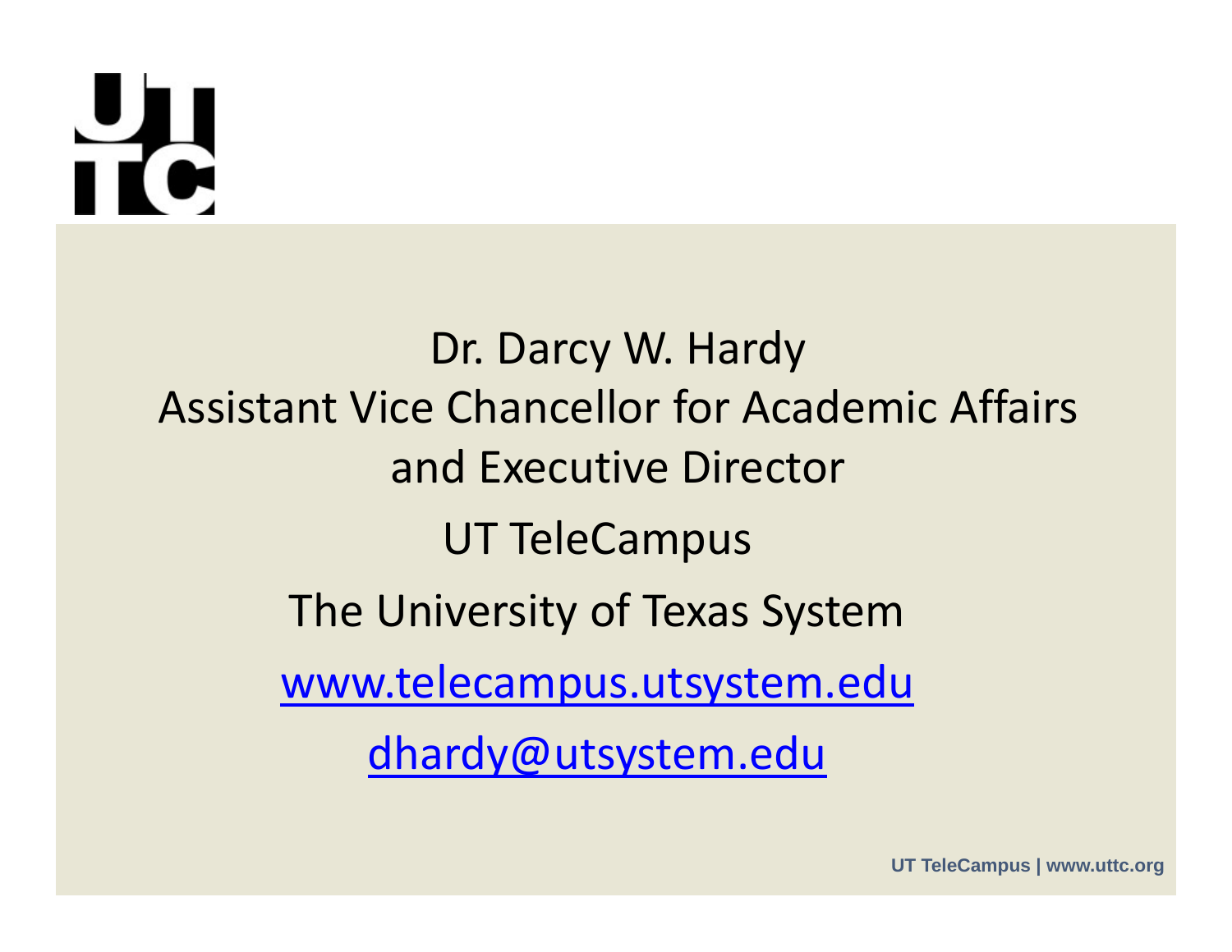Dr. Darcy W. Hardy

Assistant Vice Chancellor for Academic Affairs and Executive Director

UT TeleCampus

The University of Texas System

[www.telecampus.utsystem.edu](http://www.telecampus.utsystem.edu)

[dhardy@utsystem.edu](mailto:dhardy@utsystem.edu)